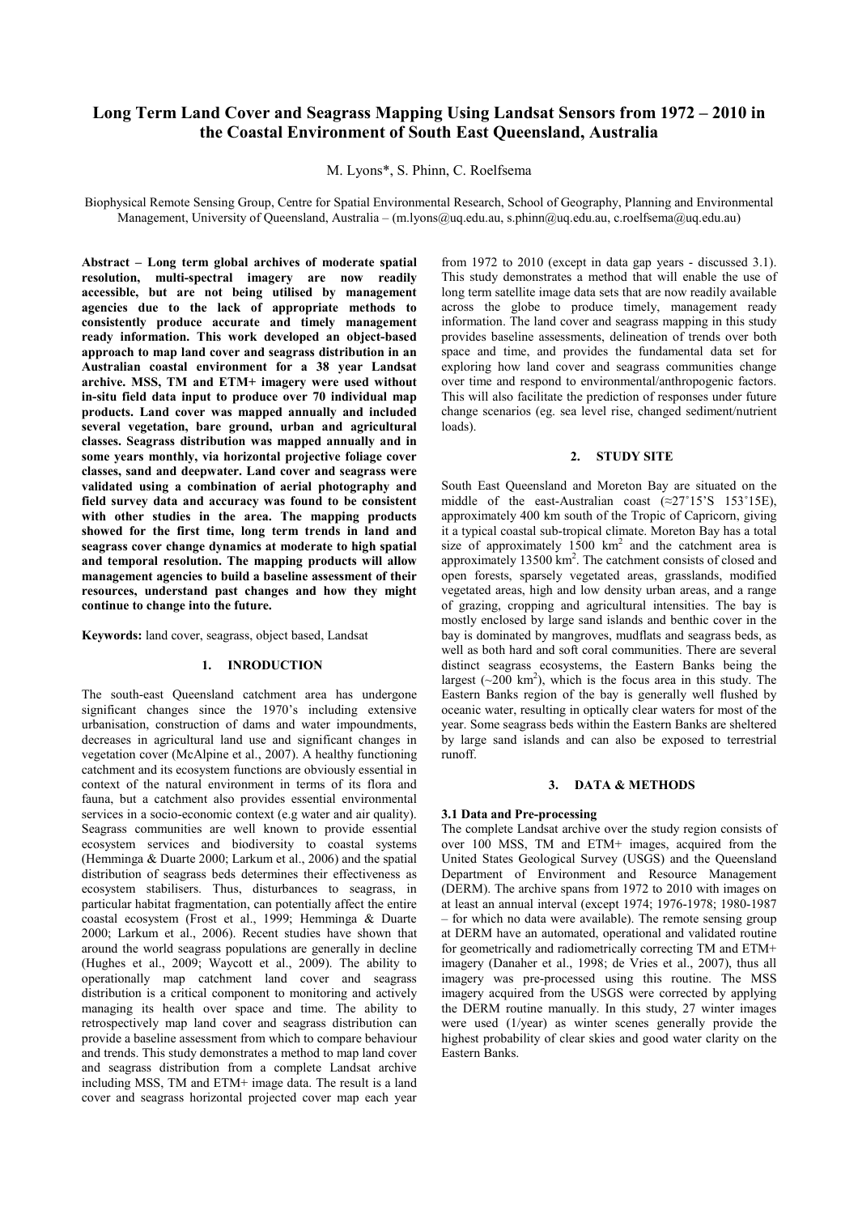# Long Term Land Cover and Seagrass Mapping Using Landsat Sensors from 1972 – 2010 in the Coastal Environment of South East Queensland, Australia

M. Lyons*, S. Phinn, C. Roelfsema

Biophysical Remote Sensing Group, Centre for Spatial Environmental Research, School of Geography, Planning and Environmental Management, University of Queensland, Australia – (m.lyons@uq.edu.au, s.phinn@uq.edu.au, c.roelfsema@uq.edu.au)

**Abstract – Long term global archives of moderate spatial resolution, multi-spectral imagery are now readily accessible, but are not being utilised by management agencies due to the lack of appropriate methods to consistently produce accurate and timely management ready information. This work developed an object-based approach to map land cover and seagrass distribution in an Australian coastal environment for a 38 year Landsat archive. MSS, TM and ETM+ imagery were used without in-situ field data input to produce over 70 individual map products. Land cover was mapped annually and included several vegetation, bare ground, urban and agricultural classes. Seagrass distribution was mapped annually and in some years monthly, via horizontal projective foliage cover classes, sand and deepwater. Land cover and seagrass were validated using a combination of aerial photography and field survey data and accuracy was found to be consistent with other studies in the area. The mapping products showed for the first time, long term trends in land and seagrass cover change dynamics at moderate to high spatial and temporal resolution. The mapping products will allow management agencies to build a baseline assessment of their resources, understand past changes and how they might continue to change into the future.**

**Keywords:** land cover, seagrass, object based, Landsat

## 1. INRODUCTION

The south-east Queensland catchment area has undergone significant changes since the 1970's including extensive urbanisation, construction of dams and water impoundments, decreases in agricultural land use and significant changes in vegetation cover (McAlpine et al., 2007). A healthy functioning catchment and its ecosystem functions are obviously essential in context of the natural environment in terms of its flora and fauna, but a catchment also provides essential environmental services in a socio-economic context (e.g water and air quality). Seagrass communities are well known to provide essential ecosystem services and biodiversity to coastal systems (Hemminga & Duarte 2000; Larkum et al., 2006) and the spatial distribution of seagrass beds determines their effectiveness as ecosystem stabilisers. Thus, disturbances to seagrass, in particular habitat fragmentation, can potentially affect the entire coastal ecosystem (Frost et al., 1999; Hemminga & Duarte 2000; Larkum et al., 2006). Recent studies have shown that around the world seagrass populations are generally in decline (Hughes et al., 2009; Waycott et al., 2009). The ability to operationally map catchment land cover and seagrass distribution is a critical component to monitoring and actively managing its health over space and time. The ability to retrospectively map land cover and seagrass distribution can provide a baseline assessment from which to compare behaviour and trends. This study demonstrates a method to map land cover and seagrass distribution from a complete Landsat archive including MSS, TM and ETM+ image data. The result is a land cover and seagrass horizontal projected cover map each year from 1972 to 2010 (except in data gap years - discussed 3.1). This study demonstrates a method that will enable the use of long term satellite image data sets that are now readily available across the globe to produce timely, management ready information. The land cover and seagrass mapping in this study provides baseline assessments, delineation of trends over both space and time, and provides the fundamental data set for exploring how land cover and seagrass communities change over time and respond to environmental/anthropogenic factors. This will also facilitate the prediction of responses under future change scenarios (eg. sea level rise, changed sediment/nutrient loads).

## 2. STUDY SITE

South East Queensland and Moreton Bay are situated on the middle of the east-Australian coast (≈27˚15'S 153˚15E), approximately 400 km south of the Tropic of Capricorn, giving it a typical coastal sub-tropical climate. Moreton Bay has a total size of approximately 1500 $km^2$ and the catchment area is approximately 13500 $km^2$. The catchment consists of closed and open forests, sparsely vegetated areas, grasslands, modified vegetated areas, high and low density urban areas, and a range of grazing, cropping and agricultural intensities. The bay is mostly enclosed by large sand islands and benthic cover in the bay is dominated by mangroves, mudflats and seagrass beds, as well as both hard and soft coral communities. There are several distinct seagrass ecosystems, the Eastern Banks being the largest (~200 $km^2$), which is the focus area in this study. The Eastern Banks region of the bay is generally well flushed by oceanic water, resulting in optically clear waters for most of the year. Some seagrass beds within the Eastern Banks are sheltered by large sand islands and can also be exposed to terrestrial runoff.

## 3. DATA & METHODS

### 3.1 Data and Pre-processing

The complete Landsat archive over the study region consists of over 100 MSS, TM and ETM+ images, acquired from the United States Geological Survey (USGS) and the Queensland Department of Environment and Resource Management (DERM). The archive spans from 1972 to 2010 with images on at least an annual interval (except 1974; 1976-1978; 1980-1987 – for which no data were available). The remote sensing group at DERM have an automated, operational and validated routine for geometrically and radiometrically correcting TM and ETM+ imagery (Danaher et al., 1998; de Vries et al., 2007), thus all imagery was pre-processed using this routine. The MSS imagery acquired from the USGS were corrected by applying the DERM routine manually. In this study, 27 winter images were used (1/year) as winter scenes generally provide the highest probability of clear skies and good water clarity on the Eastern Banks.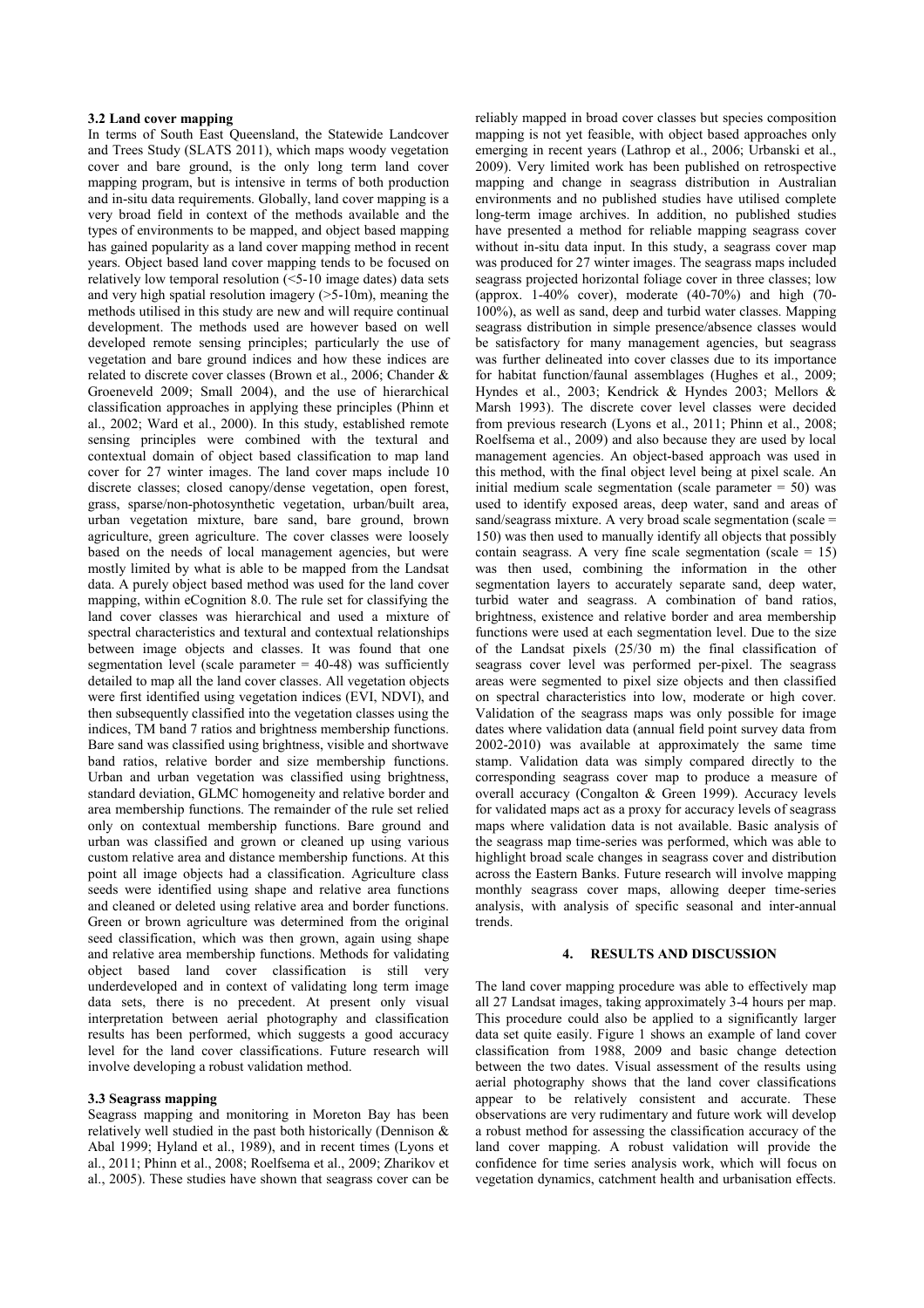### 3.2 Land cover mapping

In terms of South East Queensland, the Statewide Landcover and Trees Study (SLATS 2011), which maps woody vegetation cover and bare ground, is the only long term land cover mapping program, but is intensive in terms of both production and in-situ data requirements. Globally, land cover mapping is a very broad field in context of the methods available and the types of environments to be mapped, and object based mapping has gained popularity as a land cover mapping method in recent years. Object based land cover mapping tends to be focused on relatively low temporal resolution (<5-10 image dates) data sets and very high spatial resolution imagery (>5-10m), meaning the methods utilised in this study are new and will require continual development. The methods used are however based on well developed remote sensing principles; particularly the use of vegetation and bare ground indices and how these indices are related to discrete cover classes (Brown et al., 2006; Chander & Groeneveld 2009; Small 2004), and the use of hierarchical classification approaches in applying these principles (Phinn et al., 2002; Ward et al., 2000). In this study, established remote sensing principles were combined with the textural and contextual domain of object based classification to map land cover for 27 winter images. The land cover maps include 10 discrete classes; closed canopy/dense vegetation, open forest, grass, sparse/non-photosynthetic vegetation, urban/built area, urban vegetation mixture, bare sand, bare ground, brown agriculture, green agriculture. The cover classes were loosely based on the needs of local management agencies, but were mostly limited by what is able to be mapped from the Landsat data. A purely object based method was used for the land cover mapping, within eCognition 8.0. The rule set for classifying the land cover classes was hierarchical and used a mixture of spectral characteristics and textural and contextual relationships between image objects and classes. It was found that one segmentation level (scale parameter = 40-48) was sufficiently detailed to map all the land cover classes. All vegetation objects were first identified using vegetation indices (EVI, NDVI), and then subsequently classified into the vegetation classes using the indices, TM band 7 ratios and brightness membership functions. Bare sand was classified using brightness, visible and shortwave band ratios, relative border and size membership functions. Urban and urban vegetation was classified using brightness, standard deviation, GLMC homogeneity and relative border and area membership functions. The remainder of the rule set relied only on contextual membership functions. Bare ground and urban was classified and grown or cleaned up using various custom relative area and distance membership functions. At this point all image objects had a classification. Agriculture class seeds were identified using shape and relative area functions and cleaned or deleted using relative area and border functions. Green or brown agriculture was determined from the original seed classification, which was then grown, again using shape and relative area membership functions. Methods for validating object based land cover classification is still very underdeveloped and in context of validating long term image data sets, there is no precedent. At present only visual interpretation between aerial photography and classification results has been performed, which suggests a good accuracy level for the land cover classifications. Future research will involve developing a robust validation method.

### 3.3 Seagrass mapping

Seagrass mapping and monitoring in Moreton Bay has been relatively well studied in the past both historically (Dennison & Abal 1999; Hyland et al., 1989), and in recent times (Lyons et al., 2011; Phinn et al., 2008; Roelfsema et al., 2009; Zharikov et al., 2005). These studies have shown that seagrass cover can be reliably mapped in broad cover classes but species composition mapping is not yet feasible, with object based approaches only emerging in recent years (Lathrop et al., 2006; Urbanski et al., 2009). Very limited work has been published on retrospective mapping and change in seagrass distribution in Australian environments and no published studies have utilised complete long-term image archives. In addition, no published studies have presented a method for reliable mapping seagrass cover without in-situ data input. In this study, a seagrass cover map was produced for 27 winter images. The seagrass maps included seagrass projected horizontal foliage cover in three classes; low (approx. 1-40% cover), moderate (40-70%) and high (70-100%), as well as sand, deep and turbid water classes. Mapping seagrass distribution in simple presence/absence classes would be satisfactory for many management agencies, but seagrass was further delineated into cover classes due to its importance for habitat function/faunal assemblages (Hughes et al., 2009; Hyndes et al., 2003; Kendrick & Hyndes 2003; Mellors & Marsh 1993). The discrete cover level classes were decided from previous research (Lyons et al., 2011; Phinn et al., 2008; Roelfsema et al., 2009) and also because they are used by local management agencies. An object-based approach was used in this method, with the final object level being at pixel scale. An initial medium scale segmentation (scale parameter = 50) was used to identify exposed areas, deep water, sand and areas of sand/seagrass mixture. A very broad scale segmentation (scale = 150) was then used to manually identify all objects that possibly contain seagrass. A very fine scale segmentation (scale = 15) was then used, combining the information in the other segmentation layers to accurately separate sand, deep water, turbid water and seagrass. A combination of band ratios, brightness, existence and relative border and area membership functions were used at each segmentation level. Due to the size of the Landsat pixels (25/30 m) the final classification of seagrass cover level was performed per-pixel. The seagrass areas were segmented to pixel size objects and then classified on spectral characteristics into low, moderate or high cover. Validation of the seagrass maps was only possible for image dates where validation data (annual field point survey data from 2002-2010) was available at approximately the same time stamp. Validation data was simply compared directly to the corresponding seagrass cover map to produce a measure of overall accuracy (Congalton & Green 1999). Accuracy levels for validated maps act as a proxy for accuracy levels of seagrass maps where validation data is not available. Basic analysis of the seagrass map time-series was performed, which was able to highlight broad scale changes in seagrass cover and distribution across the Eastern Banks. Future research will involve mapping monthly seagrass cover maps, allowing deeper time-series analysis, with analysis of specific seasonal and inter-annual trends.

## 4. RESULTS AND DISCUSSION

The land cover mapping procedure was able to effectively map all 27 Landsat images, taking approximately 3-4 hours per map. This procedure could also be applied to a significantly larger data set quite easily. Figure 1 shows an example of land cover classification from 1988, 2009 and basic change detection between the two dates. Visual assessment of the results using aerial photography shows that the land cover classifications appear to be relatively consistent and accurate. These observations are very rudimentary and future work will develop a robust method for assessing the classification accuracy of the land cover mapping. A robust validation will provide the confidence for time series analysis work, which will focus on vegetation dynamics, catchment health and urbanisation effects.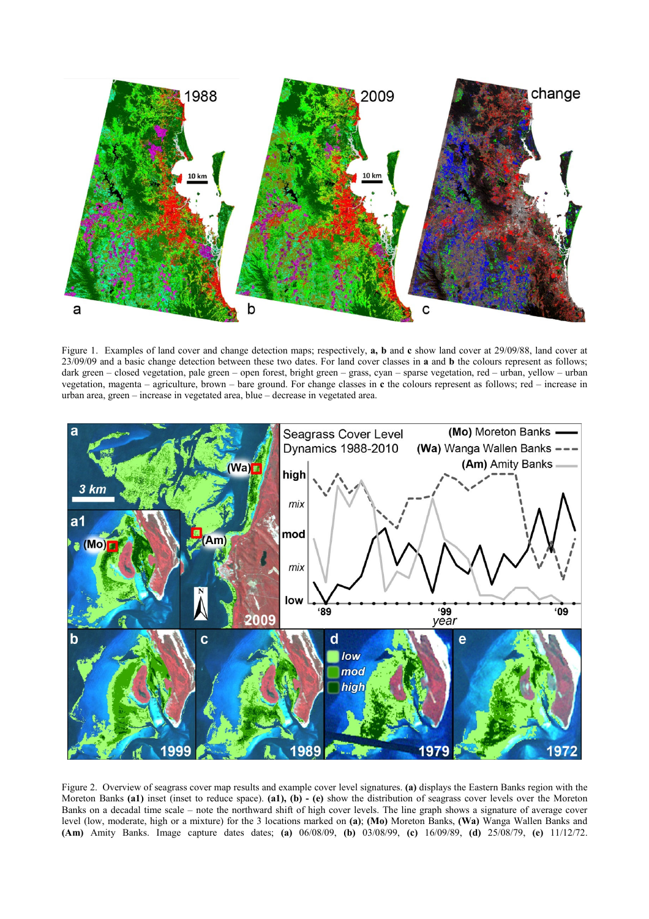Figure 1. Examples of land cover and change detection maps; respectively, **a, b** and **c** show land cover at 29/09/88, land cover at 23/09/09 and a basic change detection between these two dates. For land cover classes in **a** and **b** the colours represent as follows; dark green – closed vegetation, pale green – open forest, bright green – grass, cyan – sparse vegetation, red – urban, yellow – urban vegetation, magenta – agriculture, brown – bare ground. For change classes in **c** the colours represent as follows; red – increase in urban area, green – increase in vegetated area, blue – decrease in vegetated area.

Figure 2. Overview of seagrass cover map results and example cover level signatures. **(a)** displays the Eastern Banks region with the Moreton Banks **(a1)** inset (inset to reduce space). **(a1), (b) - (e)** show the distribution of seagrass cover levels over the Moreton Banks on a decadal time scale – note the northward shift of high cover levels. The line graph shows a signature of average cover level (low, moderate, high or a mixture) for the 3 locations marked on **(a)**; **(Mo)** Moreton Banks, **(Wa)** Wanga Wallen Banks and **(Am)** Amity Banks. Image capture dates dates; **(a)** 06/08/09, **(b)** 03/08/99, **(c)** 16/09/89, **(d)** 25/08/79, **(e)** 11/12/72.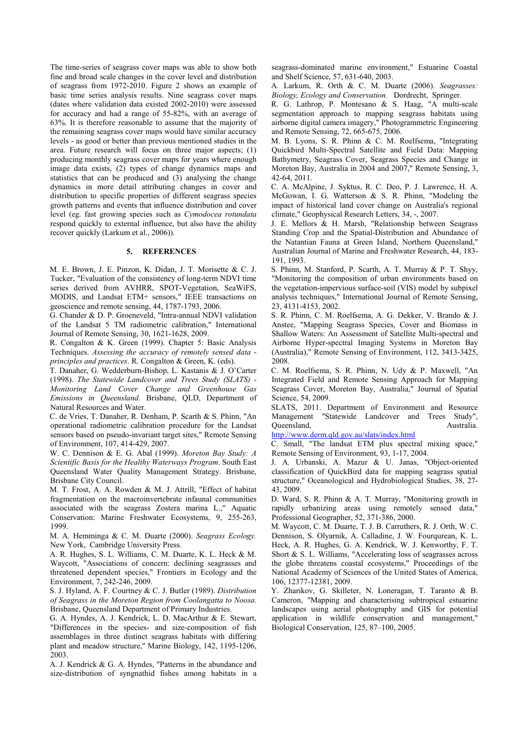The time-series of seagrass cover maps was able to show both fine and broad scale changes in the cover level and distribution of seagrass from 1972-2010. Figure 2 shows an example of basic time series analysis results. Nine seagrass cover maps (dates where validation data existed 2002-2010) were assessed for accuracy and had a range of 55-82%, with an average of 63%. It is therefore reasonable to assume that the majority of the remaining seagrass cover maps would have similar accuracy levels - as good or better than previous mentioned studies in the area. Future research will focus on three major aspects; (1) producing monthly seagrass cover maps for years where enough image data exists, (2) types of change dynamics maps and statistics that can be produced and (3) analysing the change dynamics in more detail attributing changes in cover and distribution to specific properties of different seagrass species growth patterns and events that influence distribution and cover level (eg. fast growing species such as *Cymodocea rotundata* respond quickly to external influence, but also have the ability recover quickly (Larkum et al., 2006)).

## 5. REFERENCES

M. E. Brown, J. E. Pinzon, K. Didan, J. T. Morisette & C. J. Tucker, "Evaluation of the consistency of long-term NDVI time series derived from AVHRR, SPOT-Vegetation, SeaWiFS, MODIS, and Landsat ETM+ sensors," IEEE transactions on geoscience and remote sensing, 44, 1787-1793, 2006.

G. Chander & D. P. Groeneveld, "Intra-annual NDVI validation of the Landsat 5 TM radiometric calibration," International Journal of Remote Sensing, 30, 1621-1628, 2009.

R. Congalton & K. Green (1999). Chapter 5: Basic Analysis Techniques. *Assessing the accuracy of remotely sensed data - principles and practices*. R. Congalton & Green, K. (eds).

T. Danaher, G. Wedderburn-Bishop, L. Kastanis & J. O'Carter (1998). *The Statewide Landcover and Trees Study (SLATS) - Monitoring Land Cover Change and Greenhouse Gas Emissions in Queensland*. Brisbane, QLD, Department of Natural Resources and Water.

C. de Vries, T. Danaher, R. Denham, P. Scarth & S. Phinn, "An operational radiometric calibration procedure for the Landsat sensors based on pseudo-invariant target sites," Remote Sensing of Environment, 107, 414-429, 2007.

W. C. Dennison & E. G. Abal (1999). *Moreton Bay Study: A Scientific Basis for the Healthy Waterways Program*. South East Queensland Water Quality Management Strategy. Brisbane, Brisbane City Council.

M. T. Frost, A. A. Rowden & M. J. Attrill, "Effect of habitat fragmentation on the macroinvertebrate infaunal communities associated with the seagrass Zostera marina L.," Aquatic Conservation: Marine Freshwater Ecosystems, 9, 255-263, 1999.

M. A. Hemminga & C. M. Duarte (2000). *Seagrass Ecology.* New York, Cambridge University Press.

A. R. Hughes, S. L. Williams, C. M. Duarte, K. L. Heck & M. Waycott, "Associations of concern: declining seagrasses and threatened dependent species," Frontiers in Ecology and the Environment, 7, 242-246, 2009.

S. J. Hyland, A. F. Courtney & C. J. Butler (1989). *Distribution of Seagrass in the Moreton Region from Coolangatta to Noosa*. Brisbane, Queensland Department of Primary Industries.

G. A. Hyndes, A. J. Kendrick, L. D. MacArthur & E. Stewart, "Differences in the species- and size-composition of fish assemblages in three distinct seagrass habitats with differing plant and meadow structure," Marine Biology, 142, 1195-1206, 2003.

A. J. Kendrick & G. A. Hyndes, "Patterns in the abundance and size-distribution of syngnathid fishes among habitats in a seagrass-dominated marine environment," Estuarine Coastal and Shelf Science, 57, 631-640, 2003.

A. Larkum, R. Orth & C. M. Duarte (2006). *Seagrasses: Biology, Ecology and Conservation.* Dordrecht, Springer.

R. G. Lathrop, P. Montesano & S. Haag, "A multi-scale segmentation approach to mapping seagrass habitats using airborne digital camera imagery," Photogrammetric Engineering and Remote Sensing, 72, 665-675, 2006.

M. B. Lyons, S. R. Phinn & C. M. Roelfsema, "Integrating Quickbird Multi-Spectral Satellite and Field Data: Mapping Bathymetry, Seagrass Cover, Seagrass Species and Change in Moreton Bay, Australia in 2004 and 2007," Remote Sensing, 3, 42-64, 2011.

C. A. McAlpine, J. Syktus, R. C. Deo, P. J. Lawrence, H. A. McGowan, I. G. Watterson & S. R. Phinn, "Modeling the impact of historical land cover change on Australia's regional climate," Geophysical Research Letters, 34, -, 2007.

J. E. Mellors & H. Marsh, "Relationship between Seagrass Standing Crop and the Spatial-Distribution and Abundance of the Natantian Fauna at Green Island, Northern Queensland," Australian Journal of Marine and Freshwater Research, 44, 183-191, 1993.

S. Phinn, M. Stanford, P. Scarth, A. T. Murray & P. T. Shyy, "Monitoring the composition of urban environments based on the vegetation-impervious surface-soil (VIS) model by subpixel analysis techniques," International Journal of Remote Sensing, 23, 4131-4153, 2002.

S. R. Phinn, C. M. Roelfsema, A. G. Dekker, V. Brando & J. Anstee, "Mapping Seagrass Species, Cover and Biomass in Shallow Waters: An Assessment of Satellite Multi-spectral and Airborne Hyper-spectral Imaging Systems in Moreton Bay (Australia)," Remote Sensing of Environment, 112, 3413-3425, 2008.

C. M. Roelfsema, S. R. Phinn, N. Udy & P. Maxwell, "An Integrated Field and Remote Sensing Approach for Mapping Seagrass Cover, Moreton Bay, Australia," Journal of Spatial Science, 54, 2009.

SLATS, 2011. Department of Environment and Resource Management "Statewide Landcover and Trees Study", Queensland, Australia. http://www.derm.qld.gov.au/slats/index.html

C. Small, "The landsat ETM plus spectral mixing space," Remote Sensing of Environment, 93, 1-17, 2004.

J. A. Urbanski, A. Mazur & U. Janas, "Object-oriented classification of QuickBird data for mapping seagrass spatial structure," Oceanological and Hydrobiological Studies, 38, 27-43, 2009.

D. Ward, S. R. Phinn & A. T. Murray, "Monitoring growth in rapidly urbanizing areas using remotely sensed data," Professional Geographer, 52, 371-386, 2000.

M. Waycott, C. M. Duarte, T. J. B. Carruthers, R. J. Orth, W. C. Dennison, S. Olyarnik, A. Calladine, J. W. Fourqurean, K. L. Heck, A. R. Hughes, G. A. Kendrick, W. J. Kenworthy, F. T. Short & S. L. Williams, "Accelerating loss of seagrasses across the globe threatens coastal ecosystems," Proceedings of the National Academy of Sciences of the United States of America, 106, 12377-12381, 2009.

Y. Zharikov, G. Skilleter, N. Loneragan, T. Taranto & B. Cameron, "Mapping and characterising subtropical estuarine landscapes using aerial photography and GIS for potential application in wildlife conservation and management," Biological Conservation, 125, 87–100, 2005.